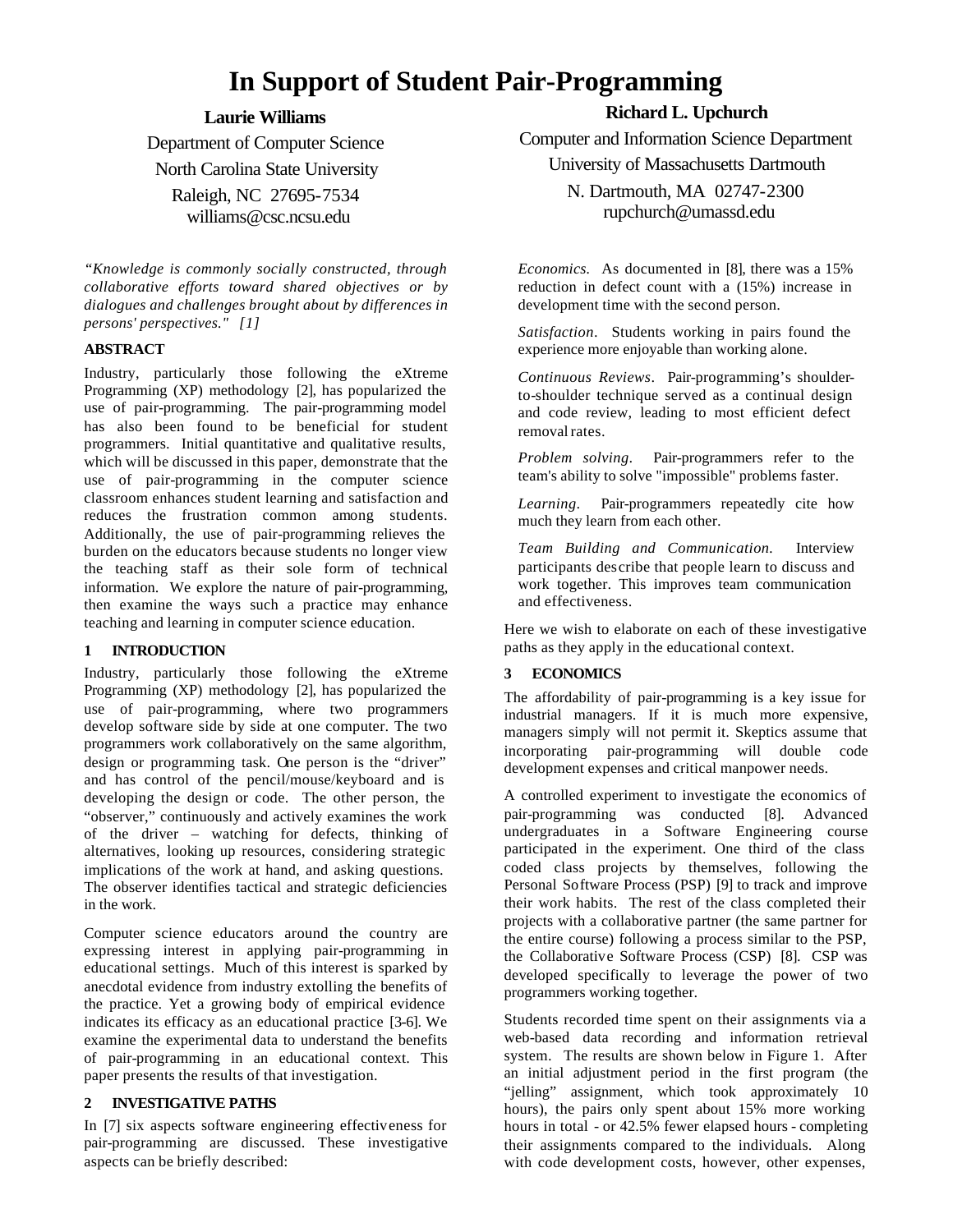# In Support of Student Pair-Programming

**Laurie Williams**
Department of Computer Science
North Carolina State University
Raleigh, NC 27695-7534
williams@csc.ncsu.edu

**Richard L. Upchurch**
Computer and Information Science Department
University of Massachusetts Dartmouth
N. Dartmouth, MA 02747-2300
rupchurch@umassd.edu

*"Knowledge is commonly socially constructed, through collaborative efforts toward shared objectives or by dialogues and challenges brought about by differences in persons' perspectives." [1]*

## ABSTRACT

Industry, particularly those following the eXtreme Programming (XP) methodology [2], has popularized the use of pair-programming. The pair-programming model has also been found to be beneficial for student programmers. Initial quantitative and qualitative results, which will be discussed in this paper, demonstrate that the use of pair-programming in the computer science classroom enhances student learning and satisfaction and reduces the frustration common among students. Additionally, the use of pair-programming relieves the burden on the educators because students no longer view the teaching staff as their sole form of technical information. We explore the nature of pair-programming, then examine the ways such a practice may enhance teaching and learning in computer science education.

## 1 INTRODUCTION

Industry, particularly those following the eXtreme Programming (XP) methodology [2], has popularized the use of pair-programming, where two programmers develop software side by side at one computer. The two programmers work collaboratively on the same algorithm, design or programming task. One person is the "driver" and has control of the pencil/mouse/keyboard and is developing the design or code. The other person, the "observer," continuously and actively examines the work of the driver – watching for defects, thinking of alternatives, looking up resources, considering strategic implications of the work at hand, and asking questions. The observer identifies tactical and strategic deficiencies in the work.

Computer science educators around the country are expressing interest in applying pair-programming in educational settings. Much of this interest is sparked by anecdotal evidence from industry extolling the benefits of the practice. Yet a growing body of empirical evidence indicates its efficacy as an educational practice [3-6]. We examine the experimental data to understand the benefits of pair-programming in an educational context. This paper presents the results of that investigation.

## 2 INVESTIGATIVE PATHS

In [7] six aspects software engineering effectiveness for pair-programming are discussed. These investigative aspects can be briefly described:

*Economics.* As documented in [8], there was a 15% reduction in defect count with a (15%) increase in development time with the second person.

*Satisfaction*. Students working in pairs found the experience more enjoyable than working alone.

*Continuous Reviews*. Pair-programming's shoulder-to-shoulder technique served as a continual design and code review, leading to most efficient defect removal rates.

*Problem solving*. Pair-programmers refer to the team's ability to solve "impossible" problems faster.

*Learning*. Pair-programmers repeatedly cite how much they learn from each other.

*Team Building and Communication.* Interview participants describe that people learn to discuss and work together. This improves team communication and effectiveness.

Here we wish to elaborate on each of these investigative paths as they apply in the educational context.

## 3 ECONOMICS

The affordability of pair-programming is a key issue for industrial managers. If it is much more expensive, managers simply will not permit it. Skeptics assume that incorporating pair-programming will double code development expenses and critical manpower needs.

A controlled experiment to investigate the economics of pair-programming was conducted [8]. Advanced undergraduates in a Software Engineering course participated in the experiment. One third of the class coded class projects by themselves, following the Personal Software Process (PSP) [9] to track and improve their work habits. The rest of the class completed their projects with a collaborative partner (the same partner for the entire course) following a process similar to the PSP, the Collaborative Software Process (CSP) [8]. CSP was developed specifically to leverage the power of two programmers working together.

Students recorded time spent on their assignments via a web-based data recording and information retrieval system. The results are shown below in Figure 1. After an initial adjustment period in the first program (the "jelling" assignment, which took approximately 10 hours), the pairs only spent about 15% more working hours in total - or 42.5% fewer elapsed hours - completing their assignments compared to the individuals. Along with code development costs, however, other expenses,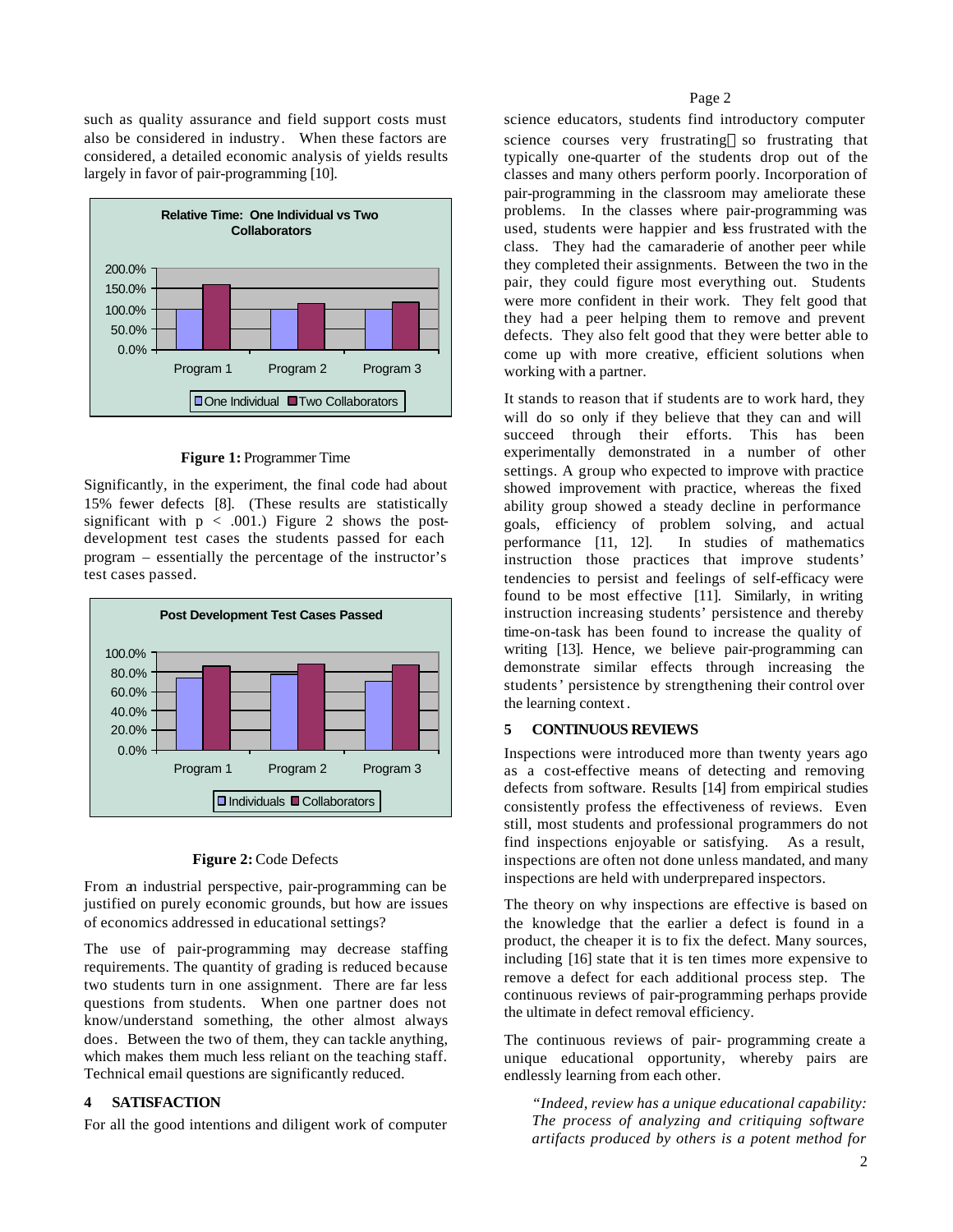such as quality assurance and field support costs must also be considered in industry. When these factors are considered, a detailed economic analysis of yields results largely in favor of pair-programming [10].

**Figure 1:** Programmer Time

Significantly, in the experiment, the final code had about 15% fewer defects [8]. (These results are statistically significant with $p < .001$.) Figure 2 shows the post-development test cases the students passed for each program – essentially the percentage of the instructor's test cases passed.

**Figure 2:** Code Defects

From an industrial perspective, pair-programming can be justified on purely economic grounds, but how are issues of economics addressed in educational settings?

The use of pair-programming may decrease staffing requirements. The quantity of grading is reduced because two students turn in one assignment. There are far less questions from students. When one partner does not know/understand something, the other almost always does. Between the two of them, they can tackle anything, which makes them much less reliant on the teaching staff. Technical email questions are significantly reduced.

## 4 SATISFACTION

For all the good intentions and diligent work of computer science educators, students find introductory computer science courses very frustrating so frustrating that typically one-quarter of the students drop out of the classes and many others perform poorly. Incorporation of pair-programming in the classroom may ameliorate these problems. In the classes where pair-programming was used, students were happier and less frustrated with the class. They had the camaraderie of another peer while they completed their assignments. Between the two in the pair, they could figure most everything out. Students were more confident in their work. They felt good that they had a peer helping them to remove and prevent defects. They also felt good that they were better able to come up with more creative, efficient solutions when working with a partner.

It stands to reason that if students are to work hard, they will do so only if they believe that they can and will succeed through their efforts. This has been experimentally demonstrated in a number of other settings. A group who expected to improve with practice showed improvement with practice, whereas the fixed ability group showed a steady decline in performance goals, efficiency of problem solving, and actual performance [11, 12]. In studies of mathematics instruction those practices that improve students' tendencies to persist and feelings of self-efficacy were found to be most effective [11]. Similarly, in writing instruction increasing students' persistence and thereby time-on-task has been found to increase the quality of writing [13]. Hence, we believe pair-programming can demonstrate similar effects through increasing the students' persistence by strengthening their control over the learning context.

## 5 CONTINUOUS REVIEWS

Inspections were introduced more than twenty years ago as a cost-effective means of detecting and removing defects from software. Results [14] from empirical studies consistently profess the effectiveness of reviews. Even still, most students and professional programmers do not find inspections enjoyable or satisfying. As a result, inspections are often not done unless mandated, and many inspections are held with underprepared inspectors.

The theory on why inspections are effective is based on the knowledge that the earlier a defect is found in a product, the cheaper it is to fix the defect. Many sources, including [16] state that it is ten times more expensive to remove a defect for each additional process step. The continuous reviews of pair-programming perhaps provide the ultimate in defect removal efficiency.

The continuous reviews of pair- programming create a unique educational opportunity, whereby pairs are endlessly learning from each other.

> *"Indeed, review has a unique educational capability: The process of analyzing and critiquing software artifacts produced by others is a potent method for*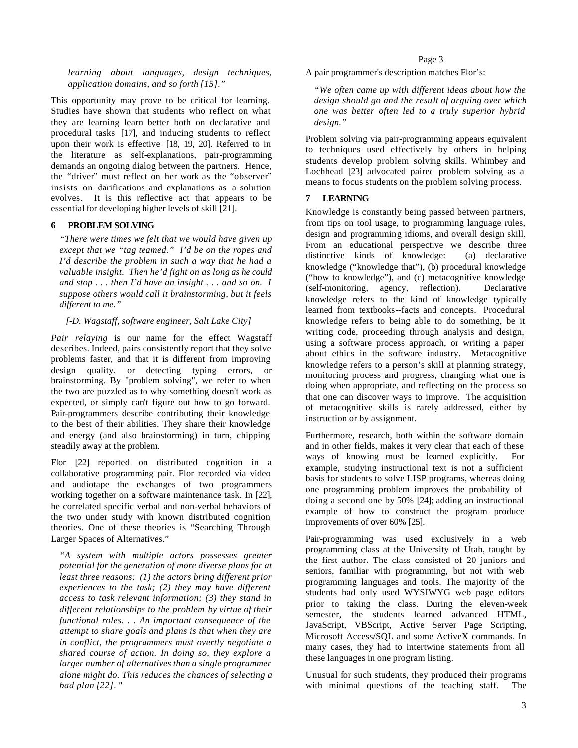*learning about languages, design techniques, application domains, and so forth [15]."*

This opportunity may prove to be critical for learning. Studies have shown that students who reflect on what they are learning learn better both on declarative and procedural tasks [17], and inducing students to reflect upon their work is effective [18, 19, 20]. Referred to in the literature as self-explanations, pair-programming demands an ongoing dialog between the partners. Hence, the "driver" must reflect on her work as the "observer" insists on darifications and explanations as a solution evolves. It is this reflective act that appears to be essential for developing higher levels of skill [21].

## 6 PROBLEM SOLVING

*"There were times we felt that we would have given up except that we "tag teamed." I'd be on the ropes and I'd describe the problem in such a way that he had a valuable insight. Then he'd fight on as long as he could and stop . . . then I'd have an insight . . . and so on. I suppose others would call it brainstorming, but it feels different to me."*

*[-D. Wagstaff, software engineer, Salt Lake City]*

*Pair relaying* is our name for the effect Wagstaff describes. Indeed, pairs consistently report that they solve problems faster, and that it is different from improving design quality, or detecting typing errors, or brainstorming. By "problem solving", we refer to when the two are puzzled as to why something doesn't work as expected, or simply can't figure out how to go forward. Pair-programmers describe contributing their knowledge to the best of their abilities. They share their knowledge and energy (and also brainstorming) in turn, chipping steadily away at the problem.

Flor [22] reported on distributed cognition in a collaborative programming pair. Flor recorded via video and audiotape the exchanges of two programmers working together on a software maintenance task. In [22], he correlated specific verbal and non-verbal behaviors of the two under study with known distributed cognition theories. One of these theories is "Searching Through Larger Spaces of Alternatives."

*"A system with multiple actors possesses greater potential for the generation of more diverse plans for at least three reasons: (1) the actors bring different prior experiences to the task; (2) they may have different access to task relevant information; (3) they stand in different relationships to the problem by virtue of their functional roles. . . An important consequence of the attempt to share goals and plans is that when they are in conflict, the programmers must overtly negotiate a shared course of action. In doing so, they explore a larger number of alternatives than a single programmer alone might do. This reduces the chances of selecting a bad plan [22]."*

A pair programmer's description matches Flor's:

*"We often came up with different ideas about how the design should go and the result of arguing over which one was better often led to a truly superior hybrid design."*

Problem solving via pair-programming appears equivalent to techniques used effectively by others in helping students develop problem solving skills. Whimbey and Lochhead [23] advocated paired problem solving as a means to focus students on the problem solving process.

## 7 LEARNING

Knowledge is constantly being passed between partners, from tips on tool usage, to programming language rules, design and programming idioms, and overall design skill. From an educational perspective we describe three distinctive kinds of knowledge: (a) declarative knowledge ("knowledge that"), (b) procedural knowledge ("how to knowledge"), and (c) metacognitive knowledge (self-monitoring, agency, reflection). Declarative knowledge refers to the kind of knowledge typically learned from textbooks--facts and concepts. Procedural knowledge refers to being able to do something, be it writing code, proceeding through analysis and design, using a software process approach, or writing a paper about ethics in the software industry. Metacognitive knowledge refers to a person's skill at planning strategy, monitoring process and progress, changing what one is doing when appropriate, and reflecting on the process so that one can discover ways to improve. The acquisition of metacognitive skills is rarely addressed, either by instruction or by assignment.

Furthermore, research, both within the software domain and in other fields, makes it very clear that each of these ways of knowing must be learned explicitly. For example, studying instructional text is not a sufficient basis for students to solve LISP programs, whereas doing one programming problem improves the probability of doing a second one by 50% [24]; adding an instructional example of how to construct the program produce improvements of over 60% [25].

Pair-programming was used exclusively in a web programming class at the University of Utah, taught by the first author. The class consisted of 20 juniors and seniors, familiar with programming, but not with web programming languages and tools. The majority of the students had only used WYSIWYG web page editors prior to taking the class. During the eleven-week semester, the students learned advanced HTML, JavaScript, VBScript, Active Server Page Scripting, Microsoft Access/SQL and some ActiveX commands. In many cases, they had to intertwine statements from all these languages in one program listing.

Unusual for such students, they produced their programs with minimal questions of the teaching staff. The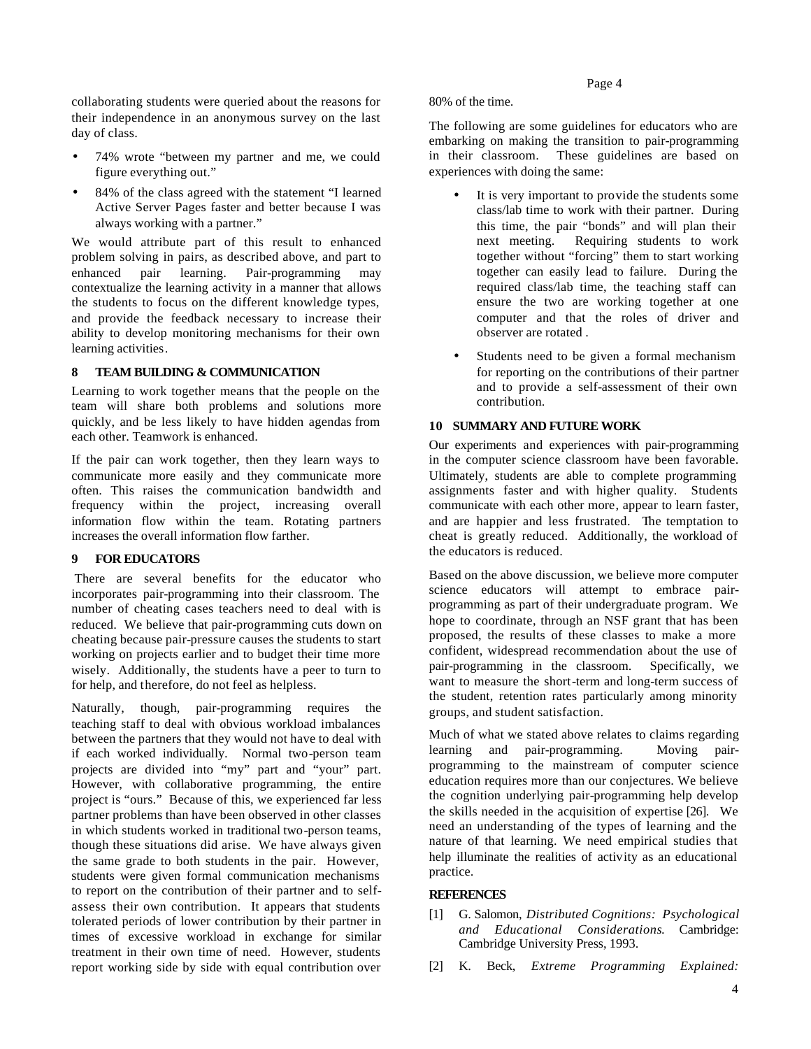collaborating students were queried about the reasons for their independence in an anonymous survey on the last day of class.

- 74% wrote "between my partner and me, we could figure everything out."
- 84% of the class agreed with the statement "I learned Active Server Pages faster and better because I was always working with a partner."

We would attribute part of this result to enhanced problem solving in pairs, as described above, and part to enhanced pair learning. Pair-programming may contextualize the learning activity in a manner that allows the students to focus on the different knowledge types, and provide the feedback necessary to increase their ability to develop monitoring mechanisms for their own learning activities.

## 8 TEAM BUILDING & COMMUNICATION

Learning to work together means that the people on the team will share both problems and solutions more quickly, and be less likely to have hidden agendas from each other. Teamwork is enhanced.

If the pair can work together, then they learn ways to communicate more easily and they communicate more often. This raises the communication bandwidth and frequency within the project, increasing overall information flow within the team. Rotating partners increases the overall information flow farther.

## 9 FOR EDUCATORS

There are several benefits for the educator who incorporates pair-programming into their classroom. The number of cheating cases teachers need to deal with is reduced. We believe that pair-programming cuts down on cheating because pair-pressure causes the students to start working on projects earlier and to budget their time more wisely. Additionally, the students have a peer to turn to for help, and therefore, do not feel as helpless.

Naturally, though, pair-programming requires the teaching staff to deal with obvious workload imbalances between the partners that they would not have to deal with if each worked individually. Normal two-person team projects are divided into "my" part and "your" part. However, with collaborative programming, the entire project is "ours." Because of this, we experienced far less partner problems than have been observed in other classes in which students worked in traditional two-person teams, though these situations did arise. We have always given the same grade to both students in the pair. However, students were given formal communication mechanisms to report on the contribution of their partner and to self-assess their own contribution. It appears that students tolerated periods of lower contribution by their partner in times of excessive workload in exchange for similar treatment in their own time of need. However, students report working side by side with equal contribution over 80% of the time.

The following are some guidelines for educators who are embarking on making the transition to pair-programming in their classroom. These guidelines are based on experiences with doing the same:

- It is very important to provide the students some class/lab time to work with their partner. During this time, the pair "bonds" and will plan their next meeting. Requiring students to work together without "forcing" them to start working together can easily lead to failure. During the required class/lab time, the teaching staff can ensure the two are working together at one computer and that the roles of driver and observer are rotated .
- Students need to be given a formal mechanism for reporting on the contributions of their partner and to provide a self-assessment of their own contribution.

## 10 SUMMARY AND FUTURE WORK

Our experiments and experiences with pair-programming in the computer science classroom have been favorable. Ultimately, students are able to complete programming assignments faster and with higher quality. Students communicate with each other more, appear to learn faster, and are happier and less frustrated. The temptation to cheat is greatly reduced. Additionally, the workload of the educators is reduced.

Based on the above discussion, we believe more computer science educators will attempt to embrace pair-programming as part of their undergraduate program. We hope to coordinate, through an NSF grant that has been proposed, the results of these classes to make a more confident, widespread recommendation about the use of pair-programming in the classroom. Specifically, we want to measure the short-term and long-term success of the student, retention rates particularly among minority groups, and student satisfaction.

Much of what we stated above relates to claims regarding learning and pair-programming. Moving pair-programming to the mainstream of computer science education requires more than our conjectures. We believe the cognition underlying pair-programming help develop the skills needed in the acquisition of expertise [26]. We need an understanding of the types of learning and the nature of that learning. We need empirical studies that help illuminate the realities of activity as an educational practice.

## REFERENCES

[1] G. Salomon, *Distributed Cognitions: Psychological and Educational Considerations.* Cambridge: Cambridge University Press, 1993.

[2] K. Beck, *Extreme Programming Explained:*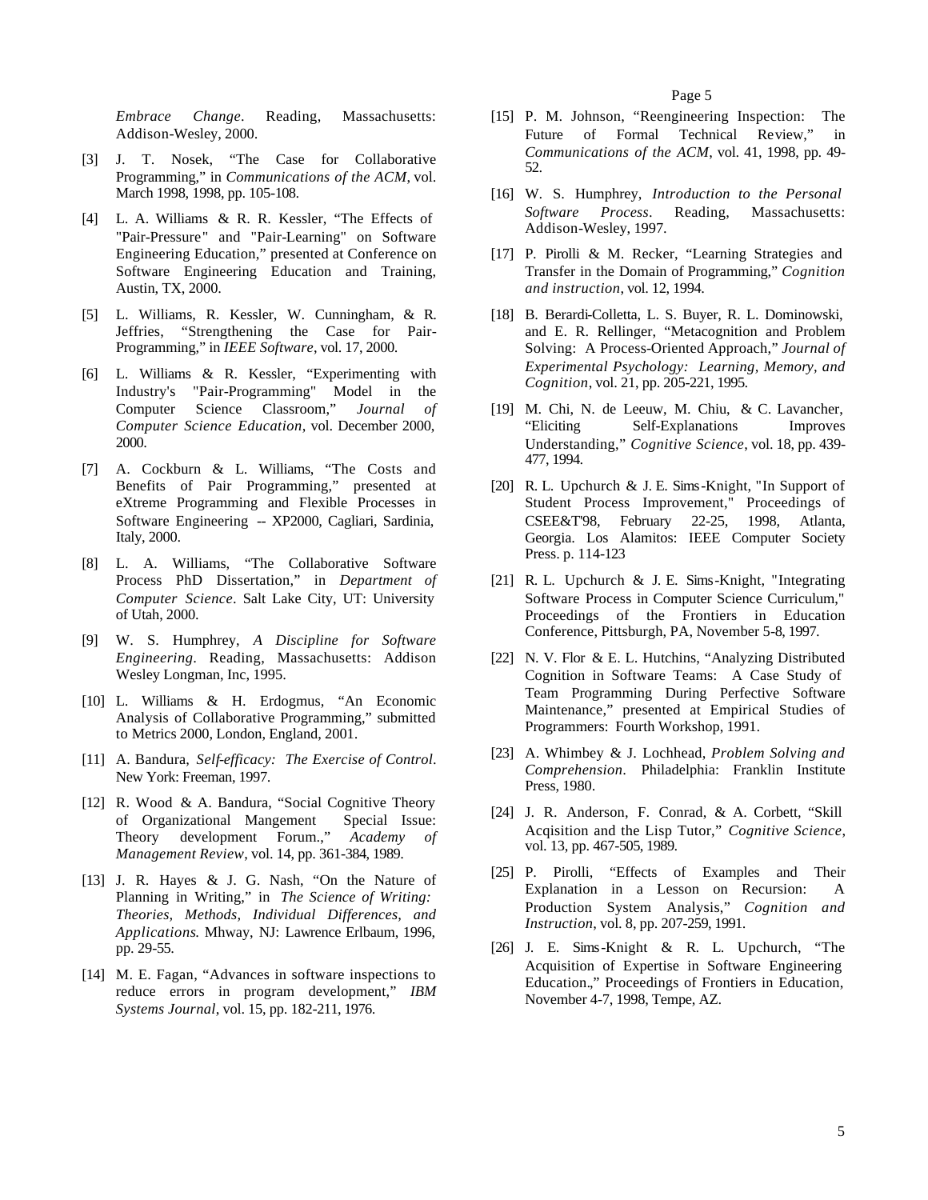*Embrace Change*. Reading, Massachusetts: Addison-Wesley, 2000.

[3] J. T. Nosek, "The Case for Collaborative Programming," in *Communications of the ACM*, vol. March 1998, 1998, pp. 105-108.

[4] L. A. Williams & R. R. Kessler, "The Effects of "Pair-Pressure" and "Pair-Learning" on Software Engineering Education," presented at Conference on Software Engineering Education and Training, Austin, TX, 2000.

[5] L. Williams, R. Kessler, W. Cunningham, & R. Jeffries, "Strengthening the Case for Pair-Programming," in *IEEE Software*, vol. 17, 2000.

[6] L. Williams & R. Kessler, "Experimenting with Industry's "Pair-Programming" Model in the Computer Science Classroom," *Journal of Computer Science Education*, vol. December 2000, 2000.

[7] A. Cockburn & L. Williams, "The Costs and Benefits of Pair Programming," presented at eXtreme Programming and Flexible Processes in Software Engineering -- XP2000, Cagliari, Sardinia, Italy, 2000.

[8] L. A. Williams, "The Collaborative Software Process PhD Dissertation," in *Department of Computer Science*. Salt Lake City, UT: University of Utah, 2000.

[9] W. S. Humphrey, *A Discipline for Software Engineering*. Reading, Massachusetts: Addison Wesley Longman, Inc, 1995.

[10] L. Williams & H. Erdogmus, "An Economic Analysis of Collaborative Programming," submitted to Metrics 2000, London, England, 2001.

[11] A. Bandura, *Self-efficacy: The Exercise of Control*. New York: Freeman, 1997.

[12] R. Wood & A. Bandura, "Social Cognitive Theory of Organizational Mangement Special Issue: Theory development Forum.," *Academy of Management Review*, vol. 14, pp. 361-384, 1989.

[13] J. R. Hayes & J. G. Nash, "On the Nature of Planning in Writing," in *The Science of Writing: Theories, Methods, Individual Differences, and Applications.* Mhway, NJ: Lawrence Erlbaum, 1996, pp. 29-55.

[14] M. E. Fagan, "Advances in software inspections to reduce errors in program development," *IBM Systems Journal*, vol. 15, pp. 182-211, 1976.

[15] P. M. Johnson, "Reengineering Inspection: The Future of Formal Technical Review," in *Communications of the ACM*, vol. 41, 1998, pp. 49-52.

[16] W. S. Humphrey, *Introduction to the Personal Software Process*. Reading, Massachusetts: Addison-Wesley, 1997.

[17] P. Pirolli & M. Recker, "Learning Strategies and Transfer in the Domain of Programming," *Cognition and instruction*, vol. 12, 1994.

[18] B. Berardi-Colletta, L. S. Buyer, R. L. Dominowski, and E. R. Rellinger, "Metacognition and Problem Solving: A Process-Oriented Approach," *Journal of Experimental Psychology: Learning, Memory, and Cognition*, vol. 21, pp. 205-221, 1995.

[19] M. Chi, N. de Leeuw, M. Chiu, & C. Lavancher, "Eliciting Self-Explanations Improves Understanding," *Cognitive Science*, vol. 18, pp. 439-477, 1994.

[20] R. L. Upchurch & J. E. Sims-Knight, "In Support of Student Process Improvement," Proceedings of CSEE&T'98, February 22-25, 1998, Atlanta, Georgia. Los Alamitos: IEEE Computer Society Press. p. 114-123

[21] R. L. Upchurch & J. E. Sims-Knight, "Integrating Software Process in Computer Science Curriculum," Proceedings of the Frontiers in Education Conference, Pittsburgh, PA, November 5-8, 1997.

[22] N. V. Flor & E. L. Hutchins, "Analyzing Distributed Cognition in Software Teams: A Case Study of Team Programming During Perfective Software Maintenance," presented at Empirical Studies of Programmers: Fourth Workshop, 1991.

[23] A. Whimbey & J. Lochhead, *Problem Solving and Comprehension*. Philadelphia: Franklin Institute Press, 1980.

[24] J. R. Anderson, F. Conrad, & A. Corbett, "Skill Acqisition and the Lisp Tutor," *Cognitive Science*, vol. 13, pp. 467-505, 1989.

[25] P. Pirolli, "Effects of Examples and Their Explanation in a Lesson on Recursion: A Production System Analysis," *Cognition and Instruction*, vol. 8, pp. 207-259, 1991.

[26] J. E. Sims-Knight & R. L. Upchurch, "The Acquisition of Expertise in Software Engineering Education.," Proceedings of Frontiers in Education, November 4-7, 1998, Tempe, AZ.